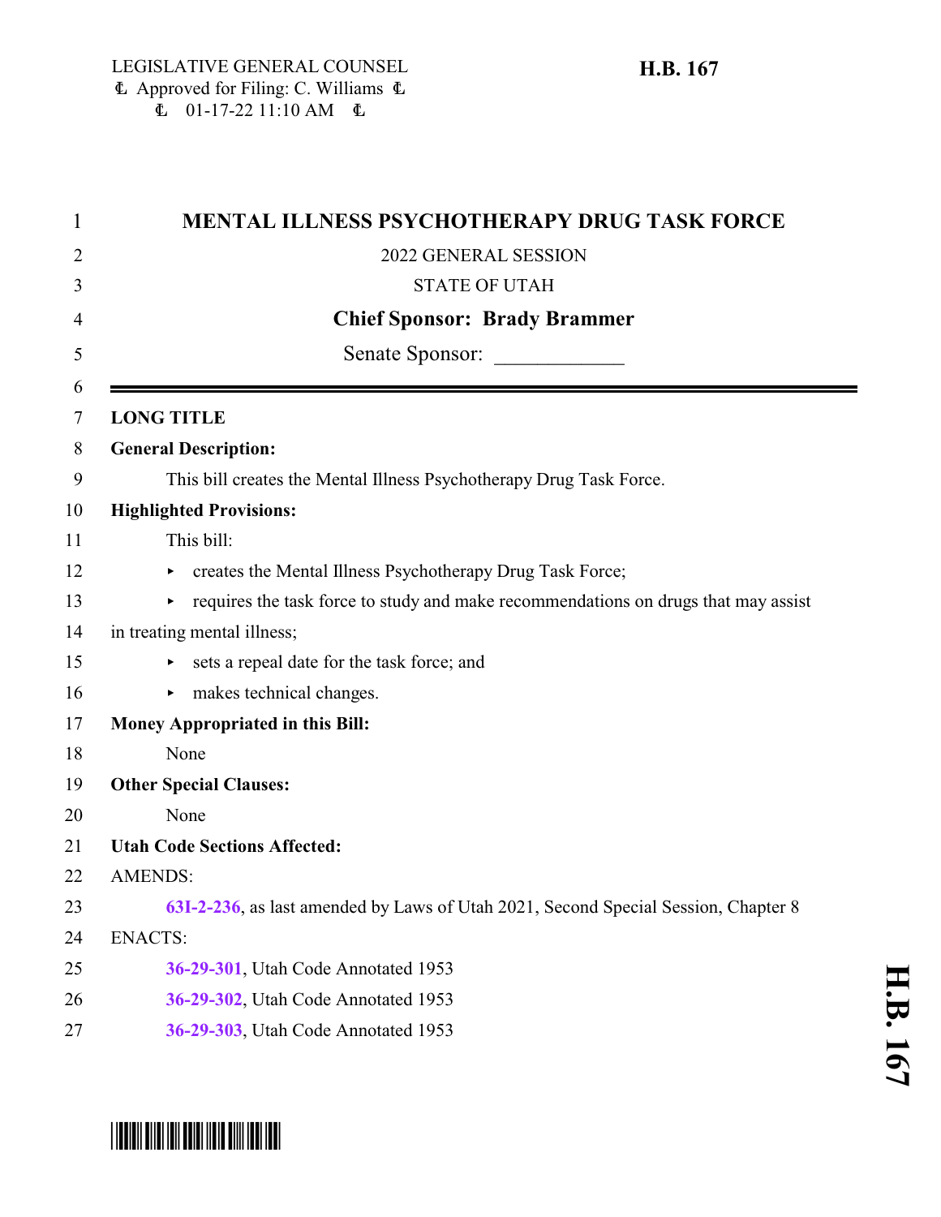LEGISLATIVE GENERAL COUNSEL
Approved for Filing: C. Williams
01-17-22 11:10 AM

**H.B. 167**

# MENTAL ILLNESS PSYCHOTHERAPY DRUG TASK FORCE

2022 GENERAL SESSION

STATE OF UTAH

**Chief Sponsor: Brady Brammer**

Senate Sponsor: ____________

---

**LONG TITLE**

**General Description:**

This bill creates the Mental Illness Psychotherapy Drug Task Force.

**Highlighted Provisions:**

This bill:

- creates the Mental Illness Psychotherapy Drug Task Force;
- requires the task force to study and make recommendations on drugs that may assist in treating mental illness;
- sets a repeal date for the task force; and
- makes technical changes.

**Money Appropriated in this Bill:**

None

**Other Special Clauses:**

None

**Utah Code Sections Affected:**

AMENDS:

63I-2-236, as last amended by Laws of Utah 2021, Second Special Session, Chapter 8

ENACTS:

36-29-301, Utah Code Annotated 1953

36-29-302, Utah Code Annotated 1953

36-29-303, Utah Code Annotated 1953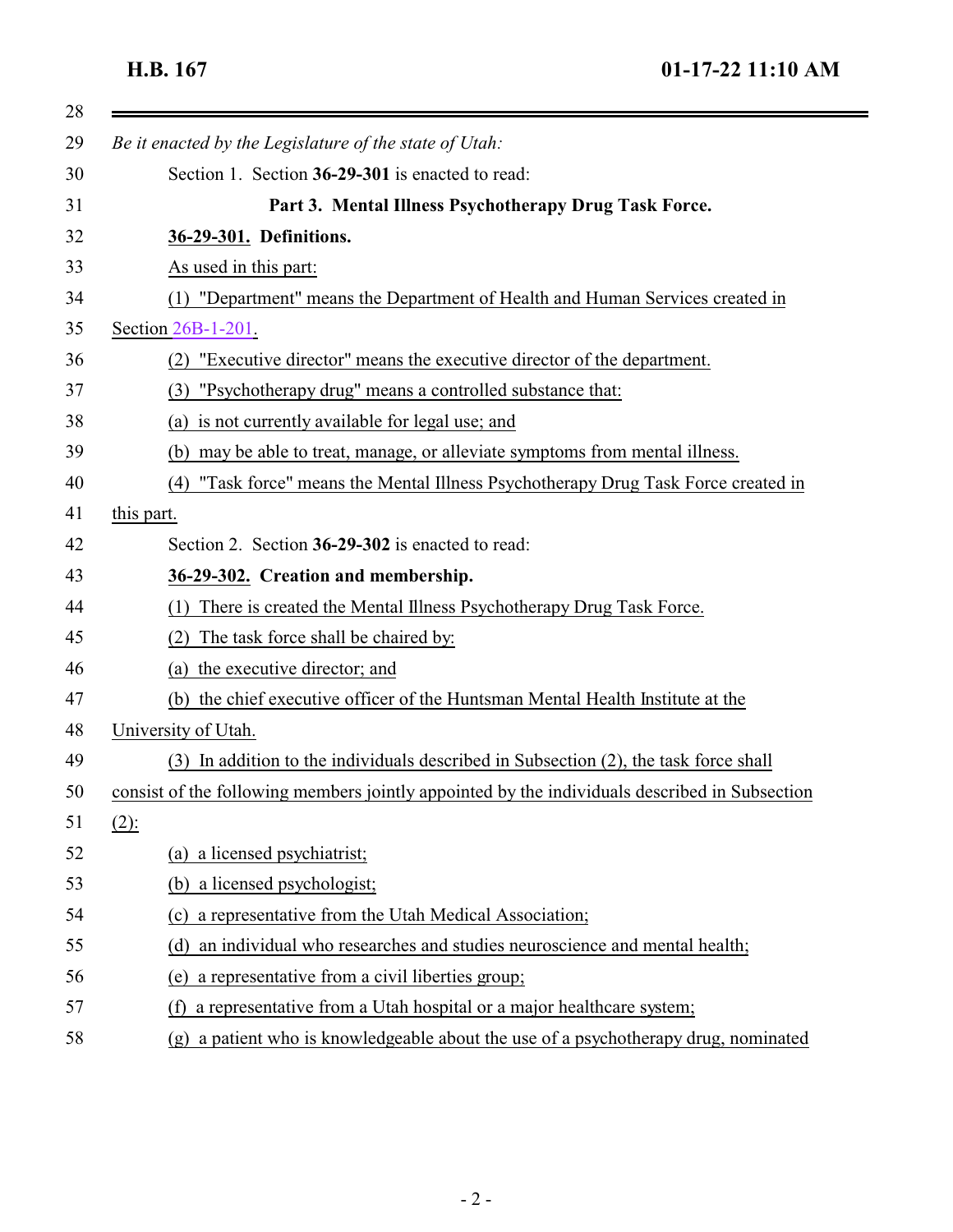*Be it enacted by the Legislature of the state of Utah:*

Section 1. Section **36-29-301** is enacted to read:

**Part 3. Mental Illness Psychotherapy Drug Task Force.**

**36-29-301. Definitions.**

As used in this part:

(1) "Department" means the Department of Health and Human Services created in Section 26B-1-201.

(2) "Executive director" means the executive director of the department.

(3) "Psychotherapy drug" means a controlled substance that:

(a) is not currently available for legal use; and

(b) may be able to treat, manage, or alleviate symptoms from mental illness.

(4) "Task force" means the Mental Illness Psychotherapy Drug Task Force created in this part.

Section 2. Section **36-29-302** is enacted to read:

**36-29-302. Creation and membership.**

(1) There is created the Mental Illness Psychotherapy Drug Task Force.

(2) The task force shall be chaired by:

(a) the executive director; and

(b) the chief executive officer of the Huntsman Mental Health Institute at the University of Utah.

(3) In addition to the individuals described in Subsection (2), the task force shall consist of the following members jointly appointed by the individuals described in Subsection (2):

(a) a licensed psychiatrist;

(b) a licensed psychologist;

(c) a representative from the Utah Medical Association;

(d) an individual who researches and studies neuroscience and mental health;

(e) a representative from a civil liberties group;

(f) a representative from a Utah hospital or a major healthcare system;

(g) a patient who is knowledgeable about the use of a psychotherapy drug, nominated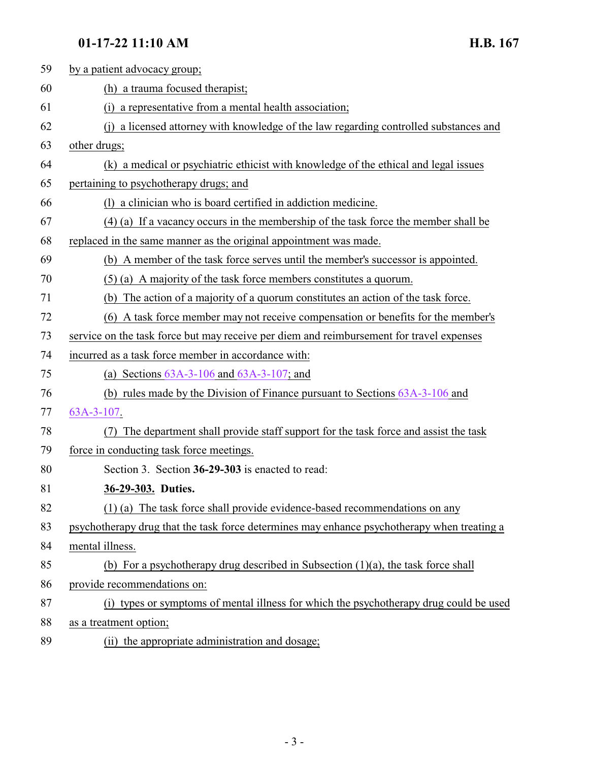by a patient advocacy group;

(h) a trauma focused therapist;

(i) a representative from a mental health association;

(j) a licensed attorney with knowledge of the law regarding controlled substances and other drugs;

(k) a medical or psychiatric ethicist with knowledge of the ethical and legal issues pertaining to psychotherapy drugs; and

(l) a clinician who is board certified in addiction medicine.

(4) (a) If a vacancy occurs in the membership of the task force the member shall be replaced in the same manner as the original appointment was made.

(b) A member of the task force serves until the member's successor is appointed.

(5) (a) A majority of the task force members constitutes a quorum.

(b) The action of a majority of a quorum constitutes an action of the task force.

(6) A task force member may not receive compensation or benefits for the member's service on the task force but may receive per diem and reimbursement for travel expenses incurred as a task force member in accordance with:

(a) Sections 63A-3-106 and 63A-3-107; and

(b) rules made by the Division of Finance pursuant to Sections 63A-3-106 and 63A-3-107.

(7) The department shall provide staff support for the task force and assist the task force in conducting task force meetings.

Section 3. Section **36-29-303** is enacted to read:

**36-29-303. Duties.**

(1) (a) The task force shall provide evidence-based recommendations on any psychotherapy drug that the task force determines may enhance psychotherapy when treating a mental illness.

(b) For a psychotherapy drug described in Subsection (1)(a), the task force shall provide recommendations on:

(i) types or symptoms of mental illness for which the psychotherapy drug could be used as a treatment option;

(ii) the appropriate administration and dosage;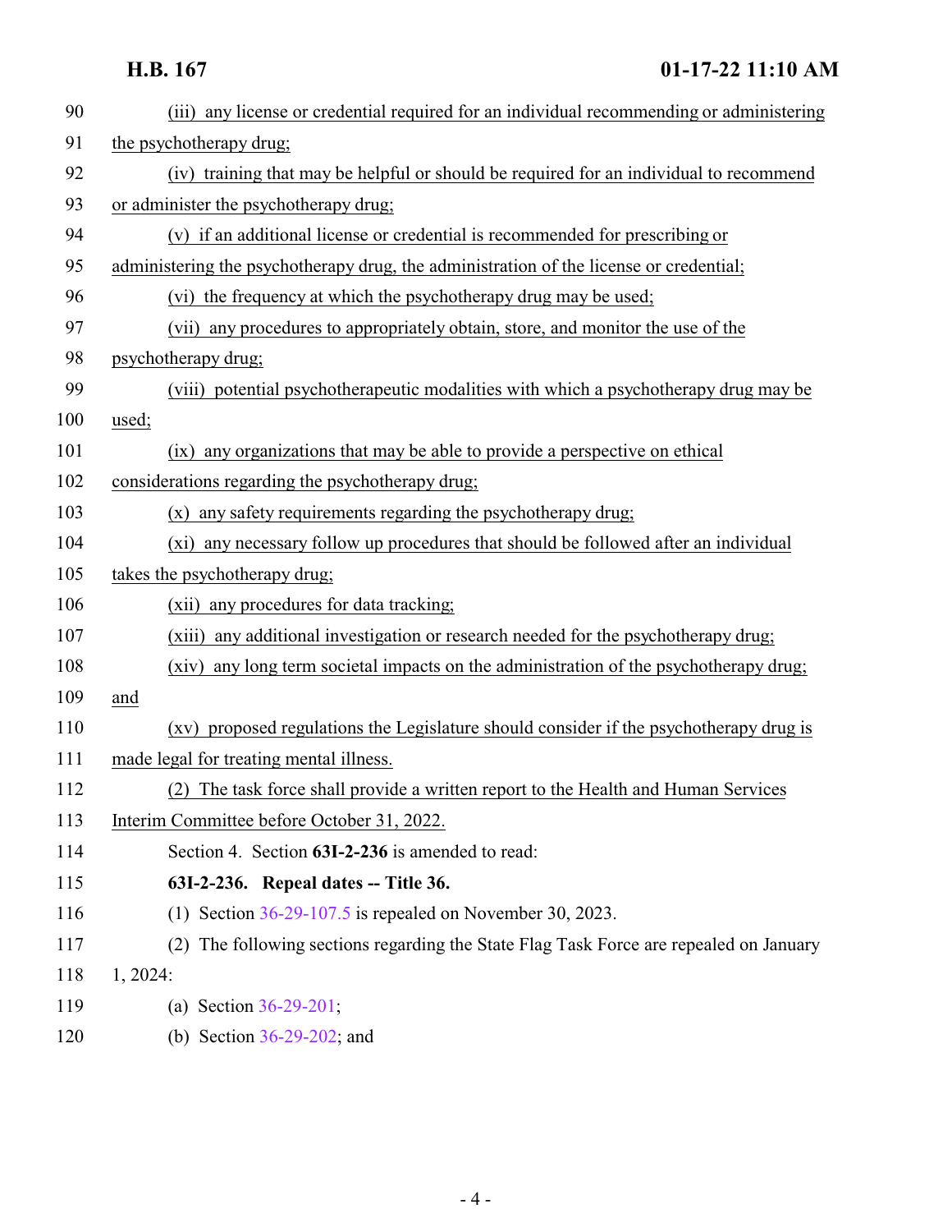(iii) any license or credential required for an individual recommending or administering the psychotherapy drug;

(iv) training that may be helpful or should be required for an individual to recommend or administer the psychotherapy drug;

(v) if an additional license or credential is recommended for prescribing or administering the psychotherapy drug, the administration of the license or credential;

(vi) the frequency at which the psychotherapy drug may be used;

(vii) any procedures to appropriately obtain, store, and monitor the use of the psychotherapy drug;

(viii) potential psychotherapeutic modalities with which a psychotherapy drug may be used;

(ix) any organizations that may be able to provide a perspective on ethical considerations regarding the psychotherapy drug;

(x) any safety requirements regarding the psychotherapy drug;

(xi) any necessary follow up procedures that should be followed after an individual takes the psychotherapy drug;

(xii) any procedures for data tracking;

(xiii) any additional investigation or research needed for the psychotherapy drug;

(xiv) any long term societal impacts on the administration of the psychotherapy drug; and

(xv) proposed regulations the Legislature should consider if the psychotherapy drug is made legal for treating mental illness.

(2) The task force shall provide a written report to the Health and Human Services Interim Committee before October 31, 2022.

Section 4. Section **63I-2-236** is amended to read:

**63I-2-236. Repeal dates -- Title 36.**

(1) Section 36-29-107.5 is repealed on November 30, 2023.

(2) The following sections regarding the State Flag Task Force are repealed on January 1, 2024:

(a) Section 36-29-201;

(b) Section 36-29-202; and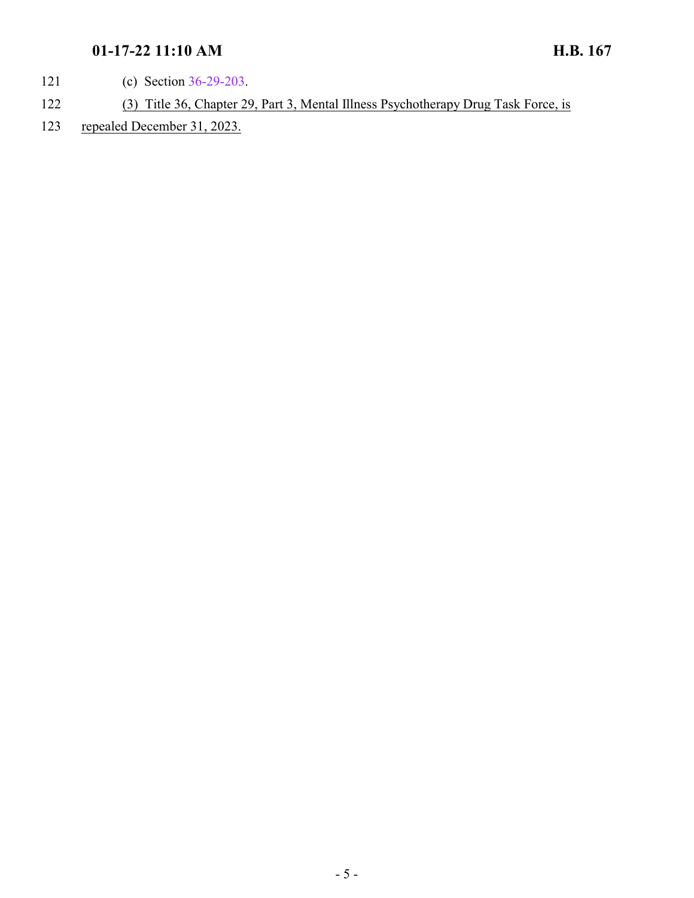121 (c) Section 36-29-203.

122 (3) Title 36, Chapter 29, Part 3, Mental Illness Psychotherapy Drug Task Force, is

123 repealed December 31, 2023.